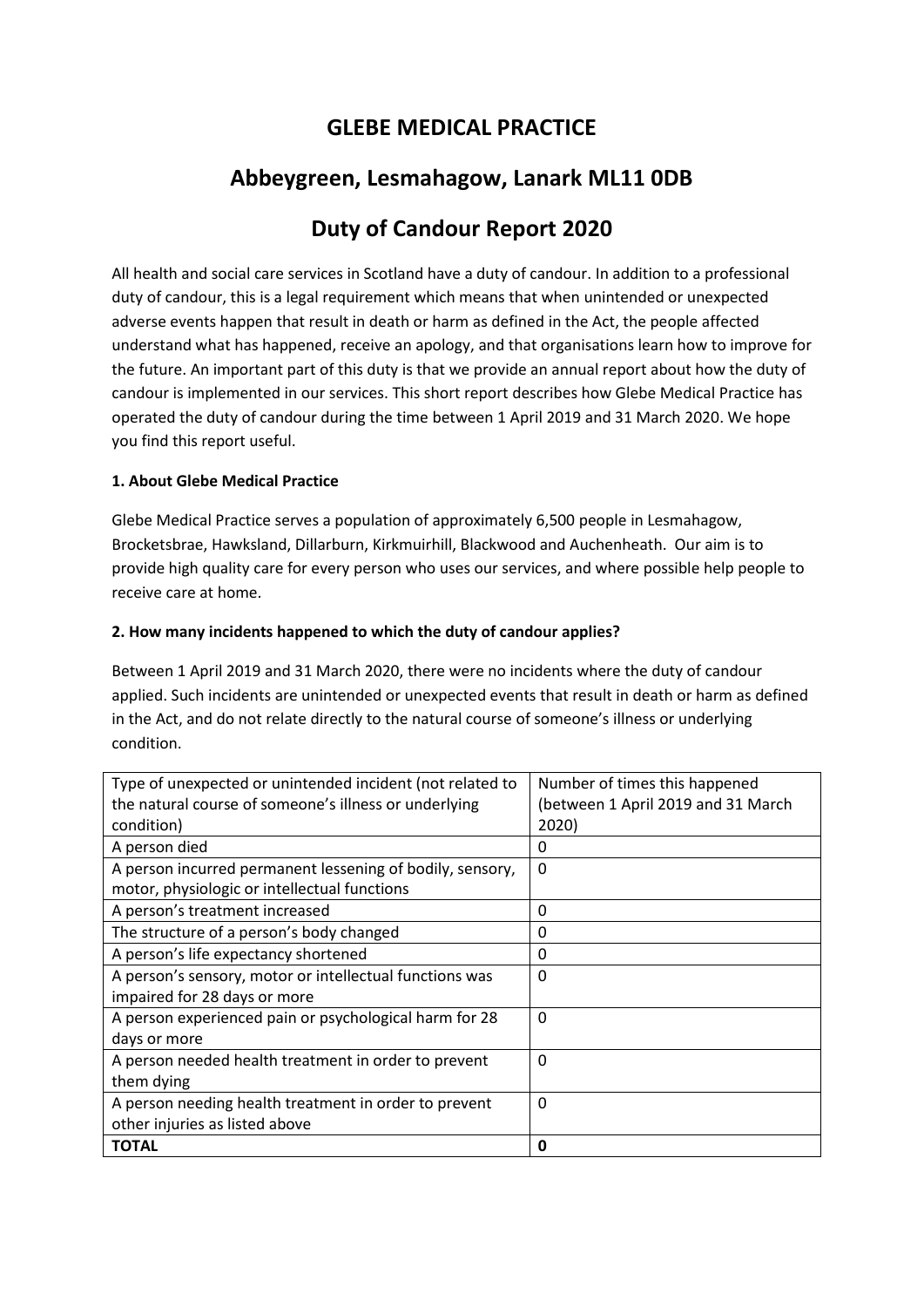# GLEBE MEDICAL PRACTICE

## Abbeygreen, Lesmahagow, Lanark ML11 0DB

## Duty of Candour Report 2020

All health and social care services in Scotland have a duty of candour. In addition to a professional duty of candour, this is a legal requirement which means that when unintended or unexpected adverse events happen that result in death or harm as defined in the Act, the people affected understand what has happened, receive an apology, and that organisations learn how to improve for the future. An important part of this duty is that we provide an annual report about how the duty of candour is implemented in our services. This short report describes how Glebe Medical Practice has operated the duty of candour during the time between 1 April 2019 and 31 March 2020. We hope you find this report useful.

**1. About Glebe Medical Practice**

Glebe Medical Practice serves a population of approximately 6,500 people in Lesmahagow, Brocketsbrae, Hawksland, Dillarburn, Kirkmuirhill, Blackwood and Auchenheath. Our aim is to provide high quality care for every person who uses our services, and where possible help people to receive care at home.

**2. How many incidents happened to which the duty of candour applies?**

Between 1 April 2019 and 31 March 2020, there were no incidents where the duty of candour applied. Such incidents are unintended or unexpected events that result in death or harm as defined in the Act, and do not relate directly to the natural course of someone's illness or underlying condition.

| Type of unexpected or unintended incident (not related to the natural course of someone's illness or underlying condition) | Number of times this happened (between 1 April 2019 and 31 March 2020) |
|---|---|
| A person died | 0 |
| A person incurred permanent lessening of bodily, sensory, motor, physiologic or intellectual functions | 0 |
| A person's treatment increased | 0 |
| The structure of a person's body changed | 0 |
| A person's life expectancy shortened | 0 |
| A person's sensory, motor or intellectual functions was impaired for 28 days or more | 0 |
| A person experienced pain or psychological harm for 28 days or more | 0 |
| A person needed health treatment in order to prevent them dying | 0 |
| A person needing health treatment in order to prevent other injuries as listed above | 0 |
| **TOTAL** | **0** |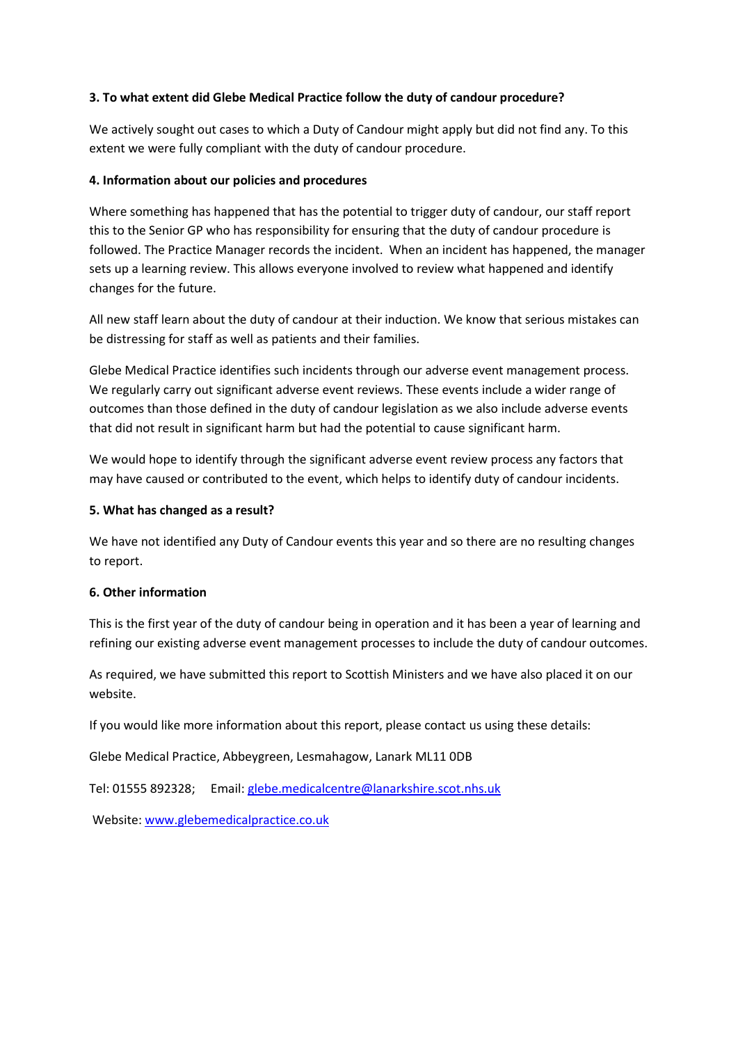**3. To what extent did Glebe Medical Practice follow the duty of candour procedure?**

We actively sought out cases to which a Duty of Candour might apply but did not find any. To this extent we were fully compliant with the duty of candour procedure.

**4. Information about our policies and procedures**

Where something has happened that has the potential to trigger duty of candour, our staff report this to the Senior GP who has responsibility for ensuring that the duty of candour procedure is followed. The Practice Manager records the incident. When an incident has happened, the manager sets up a learning review. This allows everyone involved to review what happened and identify changes for the future.

All new staff learn about the duty of candour at their induction. We know that serious mistakes can be distressing for staff as well as patients and their families.

Glebe Medical Practice identifies such incidents through our adverse event management process. We regularly carry out significant adverse event reviews. These events include a wider range of outcomes than those defined in the duty of candour legislation as we also include adverse events that did not result in significant harm but had the potential to cause significant harm.

We would hope to identify through the significant adverse event review process any factors that may have caused or contributed to the event, which helps to identify duty of candour incidents.

**5. What has changed as a result?**

We have not identified any Duty of Candour events this year and so there are no resulting changes to report.

**6. Other information**

This is the first year of the duty of candour being in operation and it has been a year of learning and refining our existing adverse event management processes to include the duty of candour outcomes.

As required, we have submitted this report to Scottish Ministers and we have also placed it on our website.

If you would like more information about this report, please contact us using these details:

Glebe Medical Practice, Abbeygreen, Lesmahagow, Lanark ML11 0DB

Tel: 01555 892328; Email: glebe.medicalcentre@lanarkshire.scot.nhs.uk

Website: www.glebemedicalpractice.co.uk